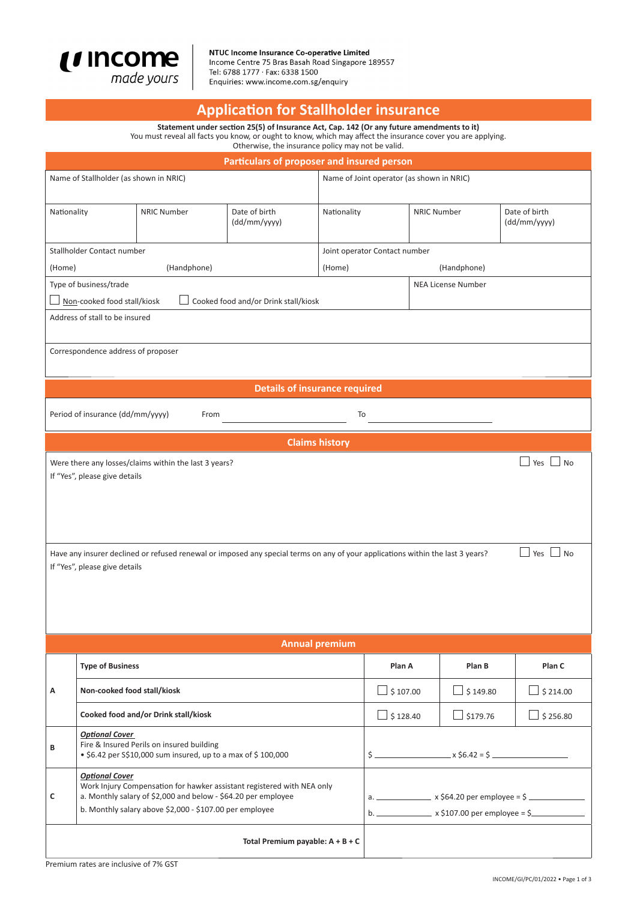**NTUC Income Insurance Co-operative Limited**
Income Centre 75 Bras Basah Road Singapore 189557
Tel: 6788 1777 · Fax: 6338 1500
Enquiries: www.income.com.sg/enquiry

# Application for Stallholder insurance

**Statement under section 25(5) of Insurance Act, Cap. 142 (Or any future amendments to it)**
You must reveal all facts you know, or ought to know, which may affect the insurance cover you are applying. Otherwise, the insurance policy may not be valid.

## Particulars of proposer and insured person

| Name of Stallholder (as shown in NRIC) | | | Name of Joint operator (as shown in NRIC) | | |
|---|---|---|---|---|---|
| Nationality | NRIC Number | Date of birth (dd/mm/yyyy) | Nationality | NRIC Number | Date of birth (dd/mm/yyyy) |
| Stallholder Contact number (Home) (Handphone) | | | Joint operator Contact number (Home) (Handphone) | | |
| Type of business/trade ☐ Non-cooked food stall/kiosk ☐ Cooked food and/or Drink stall/kiosk | | | | NEA License Number | |
| Address of stall to be insured | | | | | |
| Correspondence address of proposer | | | | | |

## Details of insurance required

Period of insurance (dd/mm/yyyy) From \_\_\_\_\_\_\_\_\_\_\_\_\_\_\_\_ To \_\_\_\_\_\_\_\_\_\_\_\_\_\_\_\_

## Claims history

Were there any losses/claims within the last 3 years? ☐ Yes ☐ No
If "Yes", please give details

Have any insurer declined or refused renewal or imposed any special terms on any of your applications within the last 3 years? ☐ Yes ☐ No
If "Yes", please give details

## Annual premium

| | Type of Business | Plan A | Plan B | Plan C |
|---|---|---|---|---|
| A | Non-cooked food stall/kiosk | ☐ $ 107.00 | ☐ $ 149.80 | ☐ $ 214.00 |
| | Cooked food and/or Drink stall/kiosk | ☐ $ 128.40 | ☐ $179.76 | ☐ $ 256.80 |
| B | ***Optional Cover*** Fire & Insured Perils on insured building • $6.42 per S$10,000 sum insured, up to a max of $ 100,000 | $ \_\_\_\_\_\_\_\_\_\_ x $6.42 = $ \_\_\_\_\_\_\_\_\_\_ | | |
| C | ***Optional Cover*** Work Injury Compensation for hawker assistant registered with NEA only a. Monthly salary of $2,000 and below - $64.20 per employee b. Monthly salary above $2,000 - $107.00 per employee | a. \_\_\_\_\_\_\_\_ x $64.20 per employee = $ \_\_\_\_\_\_\_\_ b. \_\_\_\_\_\_\_\_ x $107.00 per employee = $\_\_\_\_\_\_\_\_ | | |
| | **Total Premium payable: A + B + C** | | | |

Premium rates are inclusive of 7% GST

INCOME/GI/PC/01/2022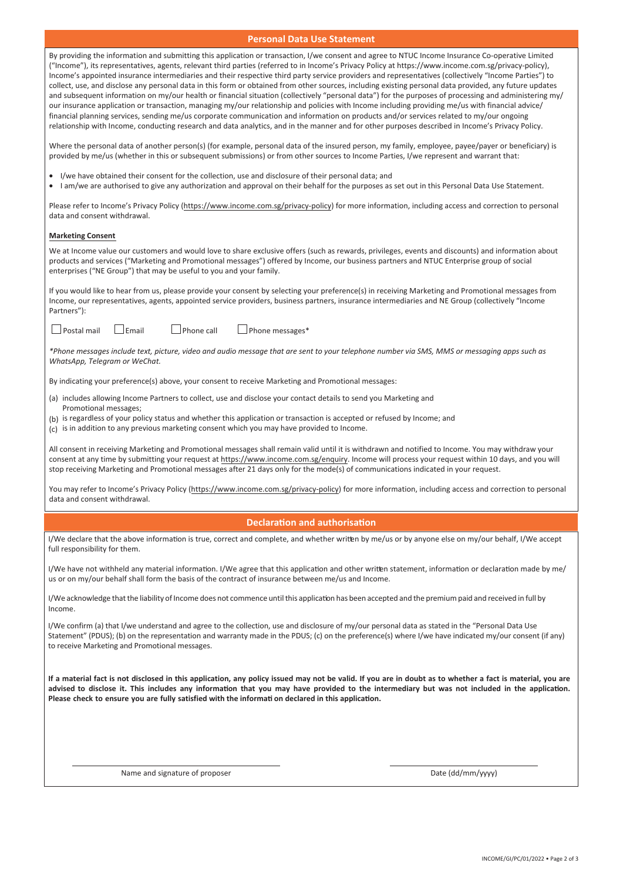## Personal Data Use Statement

By providing the information and submitting this application or transaction, I/we consent and agree to NTUC Income Insurance Co-operative Limited ("Income"), its representatives, agents, relevant third parties (referred to in Income's Privacy Policy at https://www.income.com.sg/privacy-policy), Income's appointed insurance intermediaries and their respective third party service providers and representatives (collectively "Income Parties") to collect, use, and disclose any personal data in this form or obtained from other sources, including existing personal data provided, any future updates and subsequent information on my/our health or financial situation (collectively "personal data") for the purposes of processing and administering my/our insurance application or transaction, managing my/our relationship and policies with Income including providing me/us with financial advice/financial planning services, sending me/us corporate communication and information on products and/or services related to my/our ongoing relationship with Income, conducting research and data analytics, and in the manner and for other purposes described in Income's Privacy Policy.

Where the personal data of another person(s) (for example, personal data of the insured person, my family, employee, payee/payer or beneficiary) is provided by me/us (whether in this or subsequent submissions) or from other sources to Income Parties, I/we represent and warrant that:

- I/we have obtained their consent for the collection, use and disclosure of their personal data; and
- I am/we are authorised to give any authorization and approval on their behalf for the purposes as set out in this Personal Data Use Statement.

Please refer to Income's Privacy Policy (https://www.income.com.sg/privacy-policy) for more information, including access and correction to personal data and consent withdrawal.

**Marketing Consent**

We at Income value our customers and would love to share exclusive offers (such as rewards, privileges, events and discounts) and information about products and services ("Marketing and Promotional messages") offered by Income, our business partners and NTUC Enterprise group of social enterprises ("NE Group") that may be useful to you and your family.

If you would like to hear from us, please provide your consent by selecting your preference(s) in receiving Marketing and Promotional messages from Income, our representatives, agents, appointed service providers, business partners, insurance intermediaries and NE Group (collectively "Income Partners"):

☐ Postal mail ☐ Email ☐ Phone call ☐ Phone messages*

*\*Phone messages include text, picture, video and audio message that are sent to your telephone number via SMS, MMS or messaging apps such as WhatsApp, Telegram or WeChat.*

By indicating your preference(s) above, your consent to receive Marketing and Promotional messages:

(a) includes allowing Income Partners to collect, use and disclose your contact details to send you Marketing and Promotional messages;
(b) is regardless of your policy status and whether this application or transaction is accepted or refused by Income; and
(c) is in addition to any previous marketing consent which you may have provided to Income.

All consent in receiving Marketing and Promotional messages shall remain valid until it is withdrawn and notified to Income. You may withdraw your consent at any time by submitting your request at https://www.income.com.sg/enquiry. Income will process your request within 10 days, and you will stop receiving Marketing and Promotional messages after 21 days only for the mode(s) of communications indicated in your request.

You may refer to Income's Privacy Policy (https://www.income.com.sg/privacy-policy) for more information, including access and correction to personal data and consent withdrawal.

## Declaration and authorisation

I/We declare that the above information is true, correct and complete, and whether written by me/us or by anyone else on my/our behalf, I/We accept full responsibility for them.

I/We have not withheld any material information. I/We agree that this application and other written statement, information or declaration made by me/us or on my/our behalf shall form the basis of the contract of insurance between me/us and Income.

I/We acknowledge that the liability of Income does not commence until this application has been accepted and the premium paid and received in full by Income.

I/We confirm (a) that I/we understand and agree to the collection, use and disclosure of my/our personal data as stated in the "Personal Data Use Statement" (PDUS); (b) on the representation and warranty made in the PDUS; (c) on the preference(s) where I/we have indicated my/our consent (if any) to receive Marketing and Promotional messages.

**If a material fact is not disclosed in this application, any policy issued may not be valid. If you are in doubt as to whether a fact is material, you are advised to disclose it. This includes any information that you may have provided to the intermediary but was not included in the application. Please check to ensure you are fully satisfied with the information declared in this application.**

Name and signature of proposer: ______________________

Date (dd/mm/yyyy): ______________________

INCOME/GI/PC/01/2022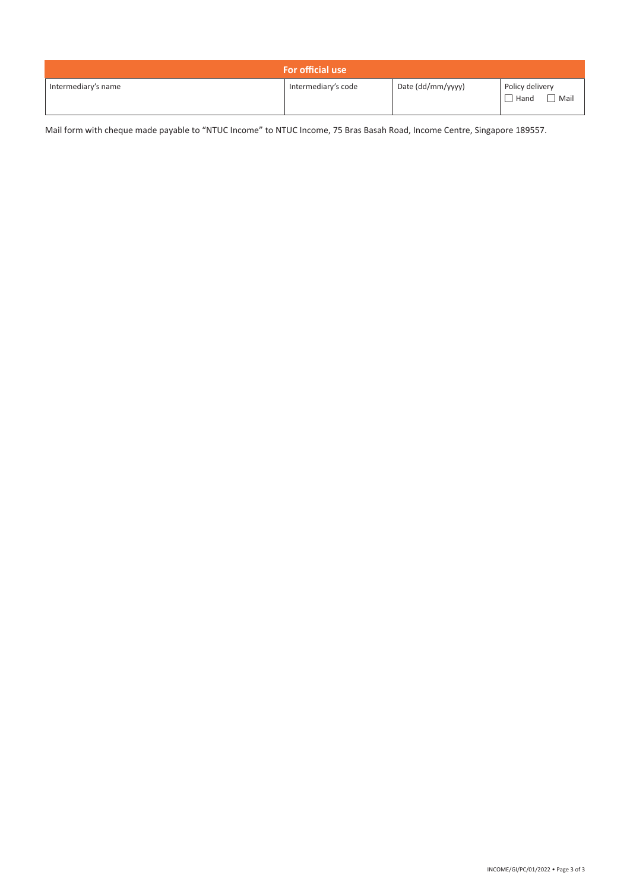| For official use | | | |
|---|---|---|---|
| Intermediary's name | Intermediary's code | Date (dd/mm/yyyy) | Policy delivery<br>☐ Hand ☐ Mail |

Mail form with cheque made payable to "NTUC Income" to NTUC Income, 75 Bras Basah Road, Income Centre, Singapore 189557.

INCOME/GI/PC/01/2022